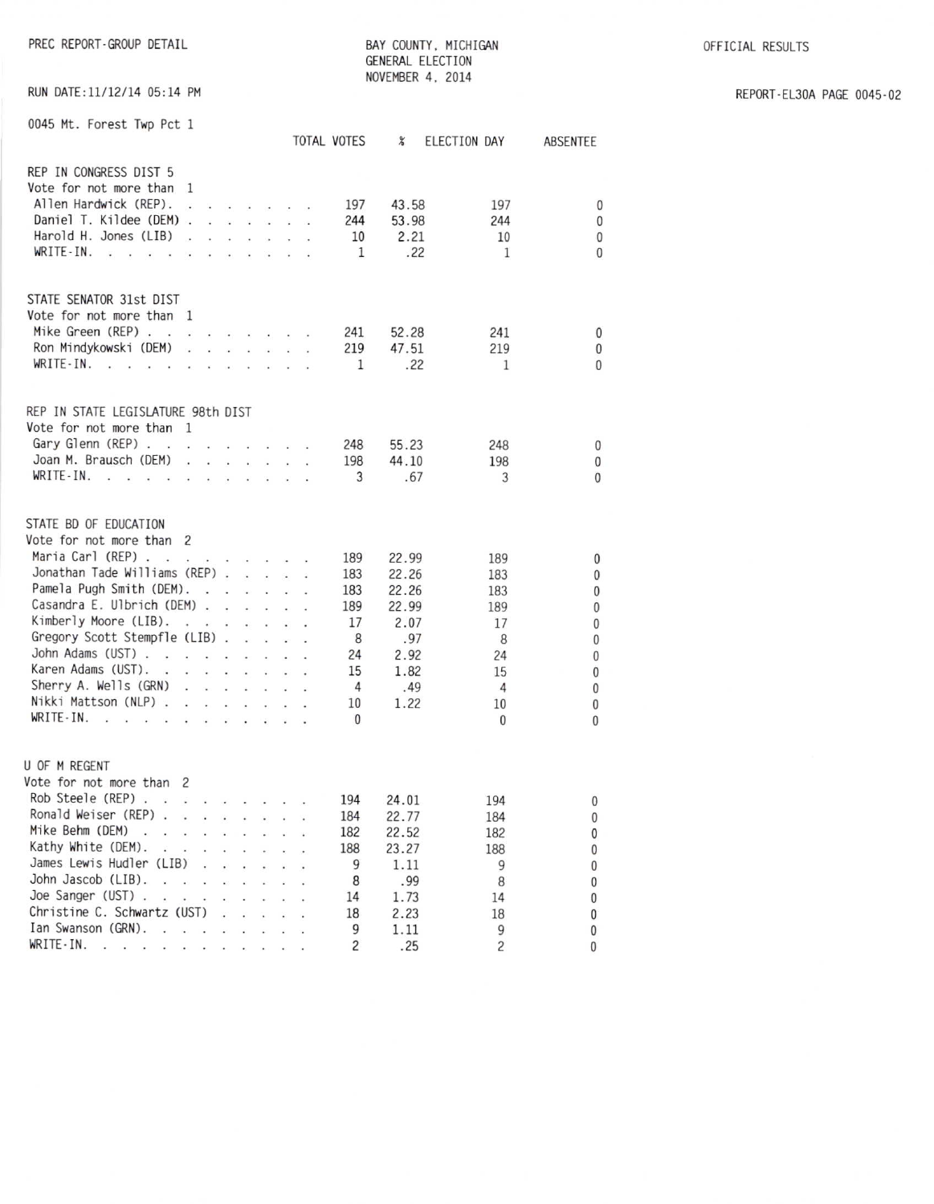PREC REPORT-GROUP DETAIL

BAY COUNTY, MICHIGAN
GENERAL ELECTION
NOVEMBER 4, 2014

OFFICIAL RESULTS

RUN DATE:11/12/14 05:14 PM

REPORT-EL30A PAGE 0045-02

## 0045 Mt. Forest Twp Pct 1

### REP IN CONGRESS DIST 5
Vote for not more than 1

| | TOTAL VOTES | % | ELECTION DAY | ABSENTEE |
|---|---|---|---|---|
| Allen Hardwick (REP) | 197 | 43.58 | 197 | 0 |
| Daniel T. Kildee (DEM) | 244 | 53.98 | 244 | 0 |
| Harold H. Jones (LIB) | 10 | 2.21 | 10 | 0 |
| WRITE-IN | 1 | .22 | 1 | 0 |

### STATE SENATOR 31st DIST
Vote for not more than 1

| | TOTAL VOTES | % | ELECTION DAY | ABSENTEE |
|---|---|---|---|---|
| Mike Green (REP) | 241 | 52.28 | 241 | 0 |
| Ron Mindykowski (DEM) | 219 | 47.51 | 219 | 0 |
| WRITE-IN | 1 | .22 | 1 | 0 |

### REP IN STATE LEGISLATURE 98th DIST
Vote for not more than 1

| | TOTAL VOTES | % | ELECTION DAY | ABSENTEE |
|---|---|---|---|---|
| Gary Glenn (REP) | 248 | 55.23 | 248 | 0 |
| Joan M. Brausch (DEM) | 198 | 44.10 | 198 | 0 |
| WRITE-IN | 3 | .67 | 3 | 0 |

### STATE BD OF EDUCATION
Vote for not more than 2

| | TOTAL VOTES | % | ELECTION DAY | ABSENTEE |
|---|---|---|---|---|
| Maria Carl (REP) | 189 | 22.99 | 189 | 0 |
| Jonathan Tade Williams (REP) | 183 | 22.26 | 183 | 0 |
| Pamela Pugh Smith (DEM) | 183 | 22.26 | 183 | 0 |
| Casandra E. Ulbrich (DEM) | 189 | 22.99 | 189 | 0 |
| Kimberly Moore (LIB) | 17 | 2.07 | 17 | 0 |
| Gregory Scott Stempfle (LIB) | 8 | .97 | 8 | 0 |
| John Adams (UST) | 24 | 2.92 | 24 | 0 |
| Karen Adams (UST) | 15 | 1.82 | 15 | 0 |
| Sherry A. Wells (GRN) | 4 | .49 | 4 | 0 |
| Nikki Mattson (NLP) | 10 | 1.22 | 10 | 0 |
| WRITE-IN | 0 | | 0 | 0 |

### U OF M REGENT
Vote for not more than 2

| | TOTAL VOTES | % | ELECTION DAY | ABSENTEE |
|---|---|---|---|---|
| Rob Steele (REP) | 194 | 24.01 | 194 | 0 |
| Ronald Weiser (REP) | 184 | 22.77 | 184 | 0 |
| Mike Behm (DEM) | 182 | 22.52 | 182 | 0 |
| Kathy White (DEM) | 188 | 23.27 | 188 | 0 |
| James Lewis Hudler (LIB) | 9 | 1.11 | 9 | 0 |
| John Jascob (LIB) | 8 | .99 | 8 | 0 |
| Joe Sanger (UST) | 14 | 1.73 | 14 | 0 |
| Christine C. Schwartz (UST) | 18 | 2.23 | 18 | 0 |
| Ian Swanson (GRN) | 9 | 1.11 | 9 | 0 |
| WRITE-IN | 2 | .25 | 2 | 0 |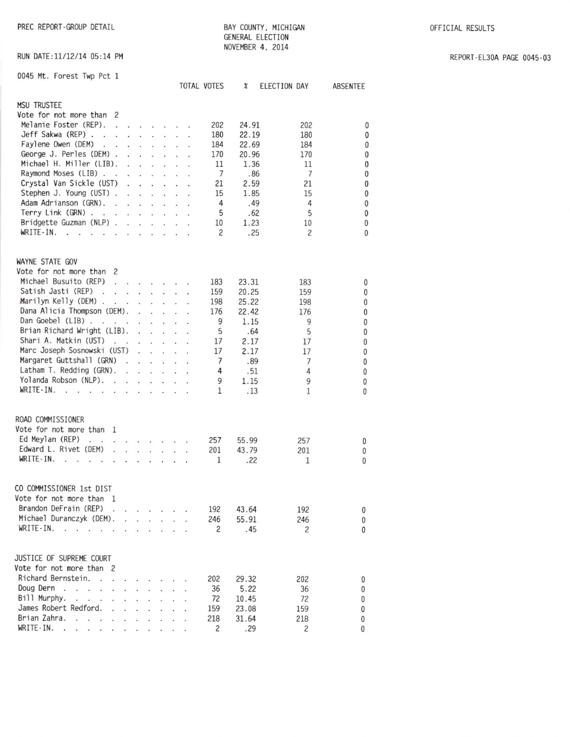PREC REPORT-GROUP DETAIL

BAY COUNTY, MICHIGAN
GENERAL ELECTION
NOVEMBER 4, 2014

OFFICIAL RESULTS

RUN DATE:11/12/14 05:14 PM

REPORT-EL30A PAGE 0045-03

0045 Mt. Forest Twp Pct 1

## MSU TRUSTEE

Vote for not more than 2

| | TOTAL VOTES | % | ELECTION DAY | ABSENTEE |
|---|---|---|---|---|
| Melanie Foster (REP) | 202 | 24.91 | 202 | 0 |
| Jeff Sakwa (REP) | 180 | 22.19 | 180 | 0 |
| Faylene Owen (DEM) | 184 | 22.69 | 184 | 0 |
| George J. Perles (DEM) | 170 | 20.96 | 170 | 0 |
| Michael H. Miller (LIB) | 11 | 1.36 | 11 | 0 |
| Raymond Moses (LIB) | 7 | .86 | 7 | 0 |
| Crystal Van Sickle (UST) | 21 | 2.59 | 21 | 0 |
| Stephen J. Young (UST) | 15 | 1.85 | 15 | 0 |
| Adam Adrianson (GRN) | 4 | .49 | 4 | 0 |
| Terry Link (GRN) | 5 | .62 | 5 | 0 |
| Bridgette Guzman (NLP) | 10 | 1.23 | 10 | 0 |
| WRITE-IN | 2 | .25 | 2 | 0 |

## WAYNE STATE GOV

Vote for not more than 2

| | TOTAL VOTES | % | ELECTION DAY | ABSENTEE |
|---|---|---|---|---|
| Michael Busuito (REP) | 183 | 23.31 | 183 | 0 |
| Satish Jasti (REP) | 159 | 20.25 | 159 | 0 |
| Marilyn Kelly (DEM) | 198 | 25.22 | 198 | 0 |
| Dana Alicia Thompson (DEM) | 176 | 22.42 | 176 | 0 |
| Dan Goebel (LIB) | 9 | 1.15 | 9 | 0 |
| Brian Richard Wright (LIB) | 5 | .64 | 5 | 0 |
| Shari A. Matkin (UST) | 17 | 2.17 | 17 | 0 |
| Marc Joseph Sosnowski (UST) | 17 | 2.17 | 17 | 0 |
| Margaret Guttshall (GRN) | 7 | .89 | 7 | 0 |
| Latham T. Redding (GRN) | 4 | .51 | 4 | 0 |
| Yolanda Robson (NLP) | 9 | 1.15 | 9 | 0 |
| WRITE-IN | 1 | .13 | 1 | 0 |

## ROAD COMMISSIONER

Vote for not more than 1

| | TOTAL VOTES | % | ELECTION DAY | ABSENTEE |
|---|---|---|---|---|
| Ed Meylan (REP) | 257 | 55.99 | 257 | 0 |
| Edward L. Rivet (DEM) | 201 | 43.79 | 201 | 0 |
| WRITE-IN | 1 | .22 | 1 | 0 |

## CO COMMISSIONER 1st DIST

Vote for not more than 1

| | TOTAL VOTES | % | ELECTION DAY | ABSENTEE |
|---|---|---|---|---|
| Brandon DeFrain (REP) | 192 | 43.64 | 192 | 0 |
| Michael Duranczyk (DEM) | 246 | 55.91 | 246 | 0 |
| WRITE-IN | 2 | .45 | 2 | 0 |

## JUSTICE OF SUPREME COURT

Vote for not more than 2

| | TOTAL VOTES | % | ELECTION DAY | ABSENTEE |
|---|---|---|---|---|
| Richard Bernstein | 202 | 29.32 | 202 | 0 |
| Doug Dern | 36 | 5.22 | 36 | 0 |
| Bill Murphy | 72 | 10.45 | 72 | 0 |
| James Robert Redford | 159 | 23.08 | 159 | 0 |
| Brian Zahra | 218 | 31.64 | 218 | 0 |
| WRITE-IN | 2 | .29 | 2 | 0 |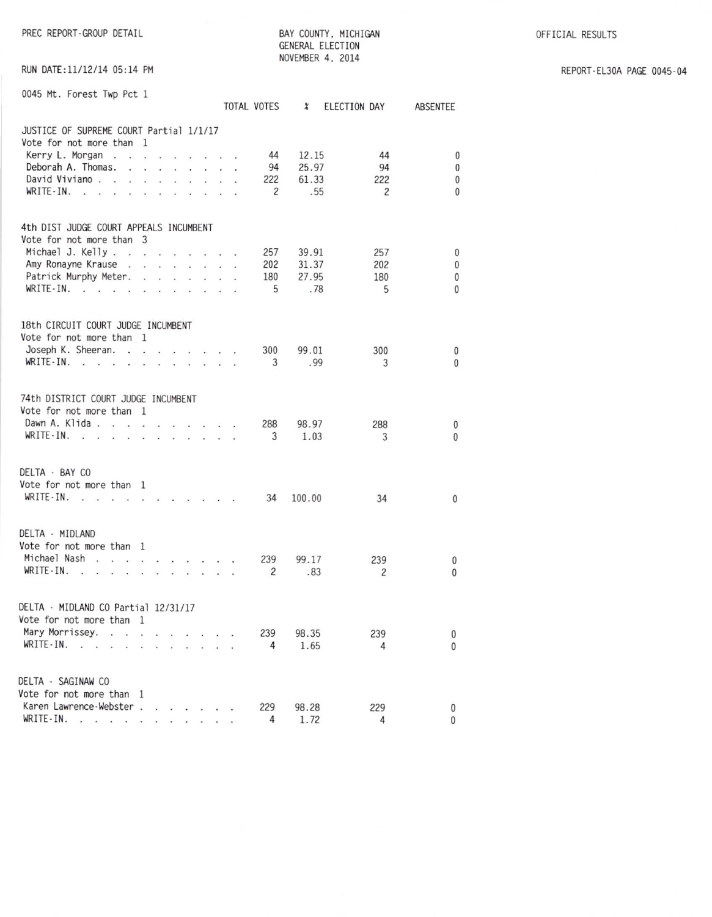PREC REPORT-GROUP DETAIL

BAY COUNTY, MICHIGAN
GENERAL ELECTION
NOVEMBER 4, 2014

OFFICIAL RESULTS

RUN DATE:11/12/14 05:14 PM

REPORT-EL30A PAGE 0045-04

0045 Mt. Forest Twp Pct 1

| | TOTAL VOTES | % | ELECTION DAY | ABSENTEE |
|---|---|---|---|---|
| **JUSTICE OF SUPREME COURT Partial 1/1/17** | | | | |
| Vote for not more than 1 | | | | |
| Kerry L. Morgan | 44 | 12.15 | 44 | 0 |
| Deborah A. Thomas. | 94 | 25.97 | 94 | 0 |
| David Viviano | 222 | 61.33 | 222 | 0 |
| WRITE-IN. | 2 | .55 | 2 | 0 |
| **4th DIST JUDGE COURT APPEALS INCUMBENT** | | | | |
| Vote for not more than 3 | | | | |
| Michael J. Kelly | 257 | 39.91 | 257 | 0 |
| Amy Ronayne Krause | 202 | 31.37 | 202 | 0 |
| Patrick Murphy Meter. | 180 | 27.95 | 180 | 0 |
| WRITE-IN. | 5 | .78 | 5 | 0 |
| **18th CIRCUIT COURT JUDGE INCUMBENT** | | | | |
| Vote for not more than 1 | | | | |
| Joseph K. Sheeran. | 300 | 99.01 | 300 | 0 |
| WRITE-IN. | 3 | .99 | 3 | 0 |
| **74th DISTRICT COURT JUDGE INCUMBENT** | | | | |
| Vote for not more than 1 | | | | |
| Dawn A. Klida | 288 | 98.97 | 288 | 0 |
| WRITE-IN. | 3 | 1.03 | 3 | 0 |
| **DELTA - BAY CO** | | | | |
| Vote for not more than 1 | | | | |
| WRITE-IN. | 34 | 100.00 | 34 | 0 |
| **DELTA - MIDLAND** | | | | |
| Vote for not more than 1 | | | | |
| Michael Nash | 239 | 99.17 | 239 | 0 |
| WRITE-IN. | 2 | .83 | 2 | 0 |
| **DELTA - MIDLAND CO Partial 12/31/17** | | | | |
| Vote for not more than 1 | | | | |
| Mary Morrissey. | 239 | 98.35 | 239 | 0 |
| WRITE-IN. | 4 | 1.65 | 4 | 0 |
| **DELTA - SAGINAW CO** | | | | |
| Vote for not more than 1 | | | | |
| Karen Lawrence-Webster | 229 | 98.28 | 229 | 0 |
| WRITE-IN. | 4 | 1.72 | 4 | 0 |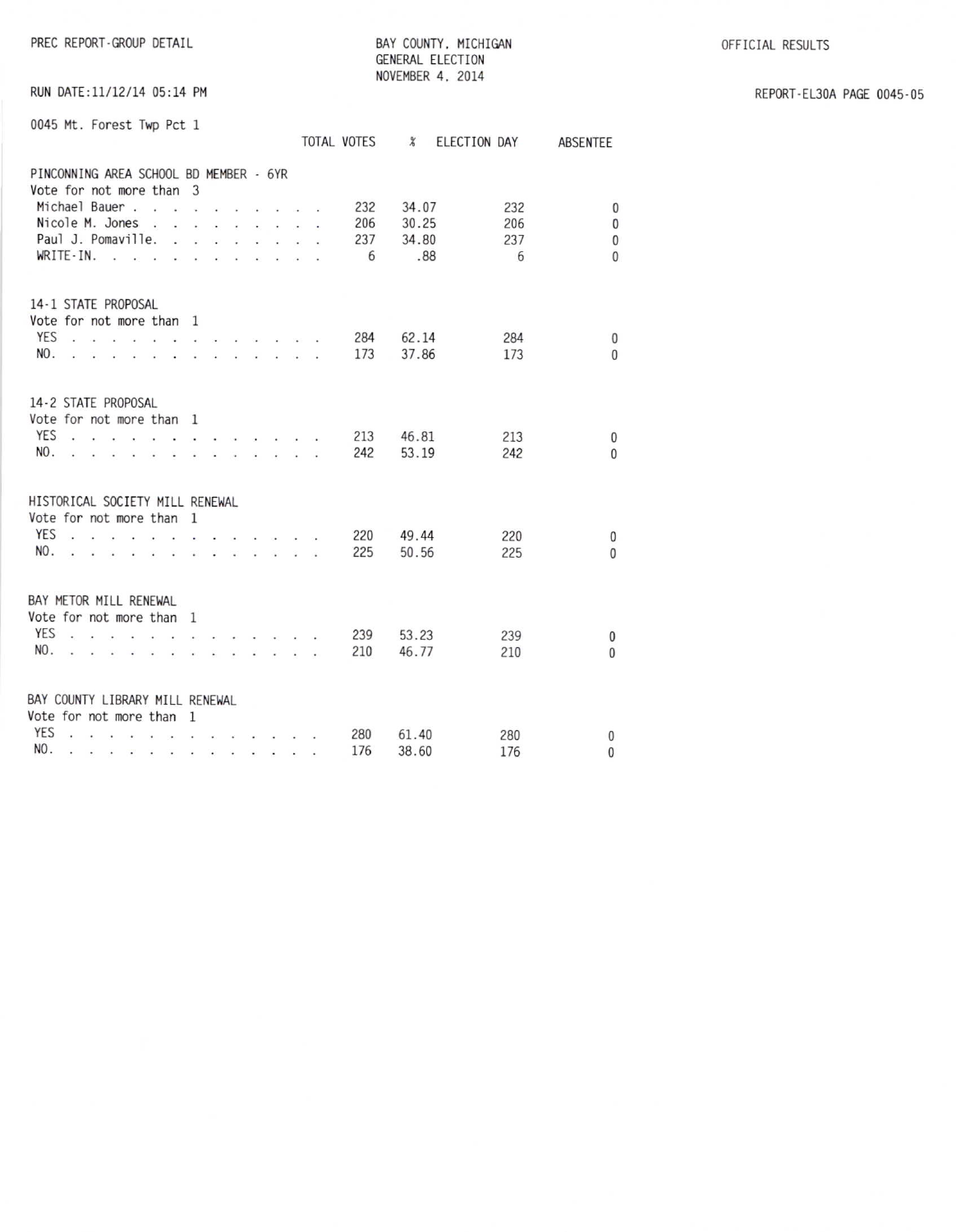PREC REPORT-GROUP DETAIL

BAY COUNTY, MICHIGAN
GENERAL ELECTION
NOVEMBER 4, 2014

OFFICIAL RESULTS

RUN DATE:11/12/14 05:14 PM

REPORT-EL30A PAGE 0045-05

0045 Mt. Forest Twp Pct 1

| | TOTAL VOTES | % | ELECTION DAY | ABSENTEE |
|---|---|---|---|---|
| **PINCONNING AREA SCHOOL BD MEMBER - 6YR** | | | | |
| Vote for not more than 3 | | | | |
| Michael Bauer | 232 | 34.07 | 232 | 0 |
| Nicole M. Jones | 206 | 30.25 | 206 | 0 |
| Paul J. Pomaville | 237 | 34.80 | 237 | 0 |
| WRITE-IN | 6 | .88 | 6 | 0 |
| **14-1 STATE PROPOSAL** | | | | |
| Vote for not more than 1 | | | | |
| YES | 284 | 62.14 | 284 | 0 |
| NO | 173 | 37.86 | 173 | 0 |
| **14-2 STATE PROPOSAL** | | | | |
| Vote for not more than 1 | | | | |
| YES | 213 | 46.81 | 213 | 0 |
| NO | 242 | 53.19 | 242 | 0 |
| **HISTORICAL SOCIETY MILL RENEWAL** | | | | |
| Vote for not more than 1 | | | | |
| YES | 220 | 49.44 | 220 | 0 |
| NO | 225 | 50.56 | 225 | 0 |
| **BAY METOR MILL RENEWAL** | | | | |
| Vote for not more than 1 | | | | |
| YES | 239 | 53.23 | 239 | 0 |
| NO | 210 | 46.77 | 210 | 0 |
| **BAY COUNTY LIBRARY MILL RENEWAL** | | | | |
| Vote for not more than 1 | | | | |
| YES | 280 | 61.40 | 280 | 0 |
| NO | 176 | 38.60 | 176 | 0 |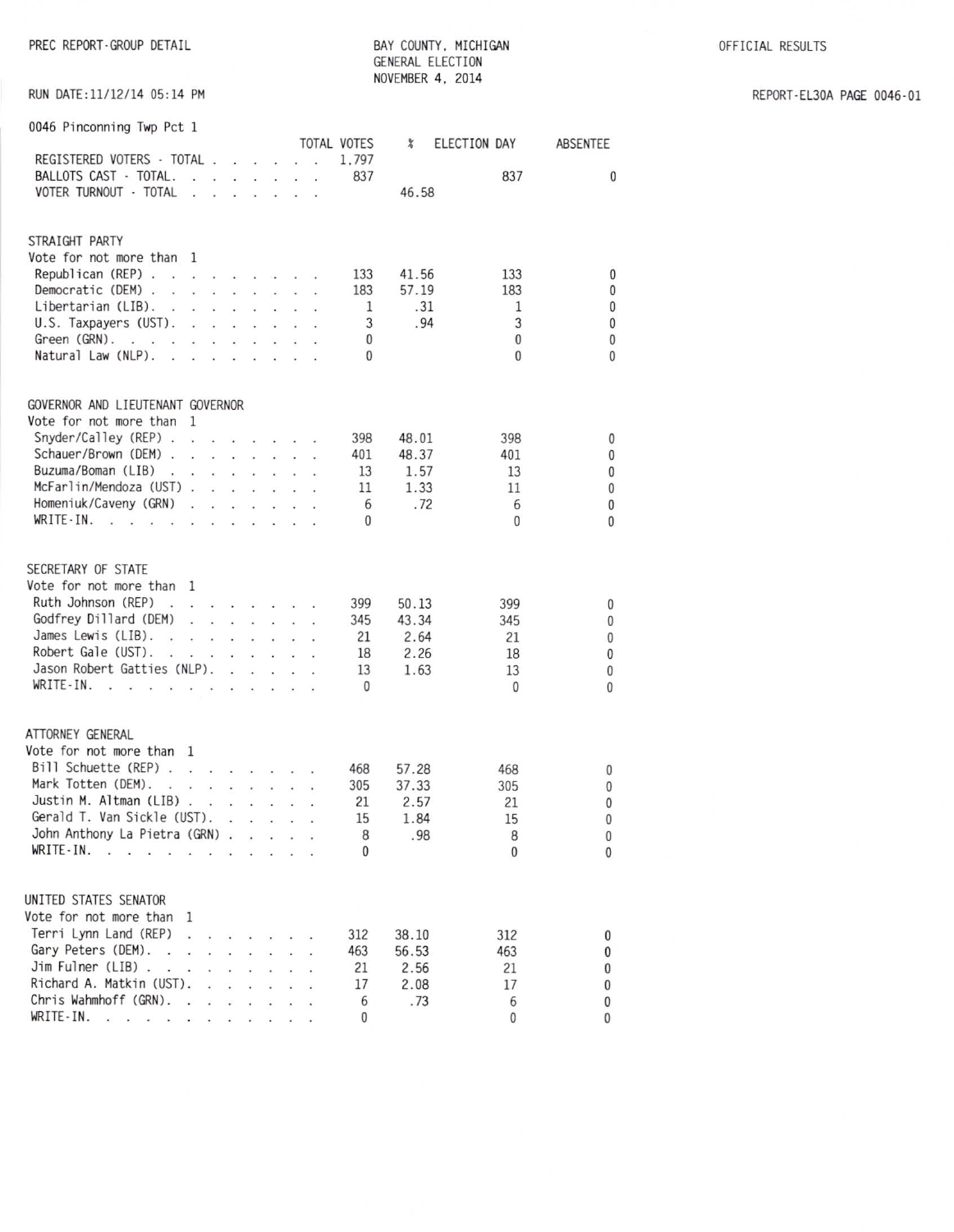PREC REPORT-GROUP DETAIL

BAY COUNTY, MICHIGAN
GENERAL ELECTION
NOVEMBER 4, 2014

OFFICIAL RESULTS

RUN DATE:11/12/14 05:14 PM

REPORT-EL30A PAGE 0046-01

0046 Pinconning Twp Pct 1

| | TOTAL VOTES | % | ELECTION DAY | ABSENTEE |
|---|---|---|---|---|
| REGISTERED VOTERS - TOTAL | 1,797 | | | |
| BALLOTS CAST - TOTAL. | 837 | | 837 | 0 |
| VOTER TURNOUT - TOTAL | | 46.58 | | |

STRAIGHT PARTY
Vote for not more than 1

| | TOTAL VOTES | % | ELECTION DAY | ABSENTEE |
|---|---|---|---|---|
| Republican (REP) | 133 | 41.56 | 133 | 0 |
| Democratic (DEM) | 183 | 57.19 | 183 | 0 |
| Libertarian (LIB). | 1 | .31 | 1 | 0 |
| U.S. Taxpayers (UST). | 3 | .94 | 3 | 0 |
| Green (GRN). | 0 | | 0 | 0 |
| Natural Law (NLP). | 0 | | 0 | 0 |

GOVERNOR AND LIEUTENANT GOVERNOR
Vote for not more than 1

| | TOTAL VOTES | % | ELECTION DAY | ABSENTEE |
|---|---|---|---|---|
| Snyder/Calley (REP) | 398 | 48.01 | 398 | 0 |
| Schauer/Brown (DEM) | 401 | 48.37 | 401 | 0 |
| Buzuma/Boman (LIB) | 13 | 1.57 | 13 | 0 |
| McFarlin/Mendoza (UST) | 11 | 1.33 | 11 | 0 |
| Homeniuk/Caveny (GRN) | 6 | .72 | 6 | 0 |
| WRITE-IN. | 0 | | 0 | 0 |

SECRETARY OF STATE
Vote for not more than 1

| | TOTAL VOTES | % | ELECTION DAY | ABSENTEE |
|---|---|---|---|---|
| Ruth Johnson (REP) | 399 | 50.13 | 399 | 0 |
| Godfrey Dillard (DEM) | 345 | 43.34 | 345 | 0 |
| James Lewis (LIB). | 21 | 2.64 | 21 | 0 |
| Robert Gale (UST). | 18 | 2.26 | 18 | 0 |
| Jason Robert Gatties (NLP). | 13 | 1.63 | 13 | 0 |
| WRITE-IN. | 0 | | 0 | 0 |

ATTORNEY GENERAL
Vote for not more than 1

| | TOTAL VOTES | % | ELECTION DAY | ABSENTEE |
|---|---|---|---|---|
| Bill Schuette (REP) | 468 | 57.28 | 468 | 0 |
| Mark Totten (DEM). | 305 | 37.33 | 305 | 0 |
| Justin M. Altman (LIB) | 21 | 2.57 | 21 | 0 |
| Gerald T. Van Sickle (UST). | 15 | 1.84 | 15 | 0 |
| John Anthony La Pietra (GRN) | 8 | .98 | 8 | 0 |
| WRITE-IN. | 0 | | 0 | 0 |

UNITED STATES SENATOR
Vote for not more than 1

| | TOTAL VOTES | % | ELECTION DAY | ABSENTEE |
|---|---|---|---|---|
| Terri Lynn Land (REP) | 312 | 38.10 | 312 | 0 |
| Gary Peters (DEM). | 463 | 56.53 | 463 | 0 |
| Jim Fulner (LIB) | 21 | 2.56 | 21 | 0 |
| Richard A. Matkin (UST). | 17 | 2.08 | 17 | 0 |
| Chris Wahmhoff (GRN). | 6 | .73 | 6 | 0 |
| WRITE-IN. | 0 | | 0 | 0 |